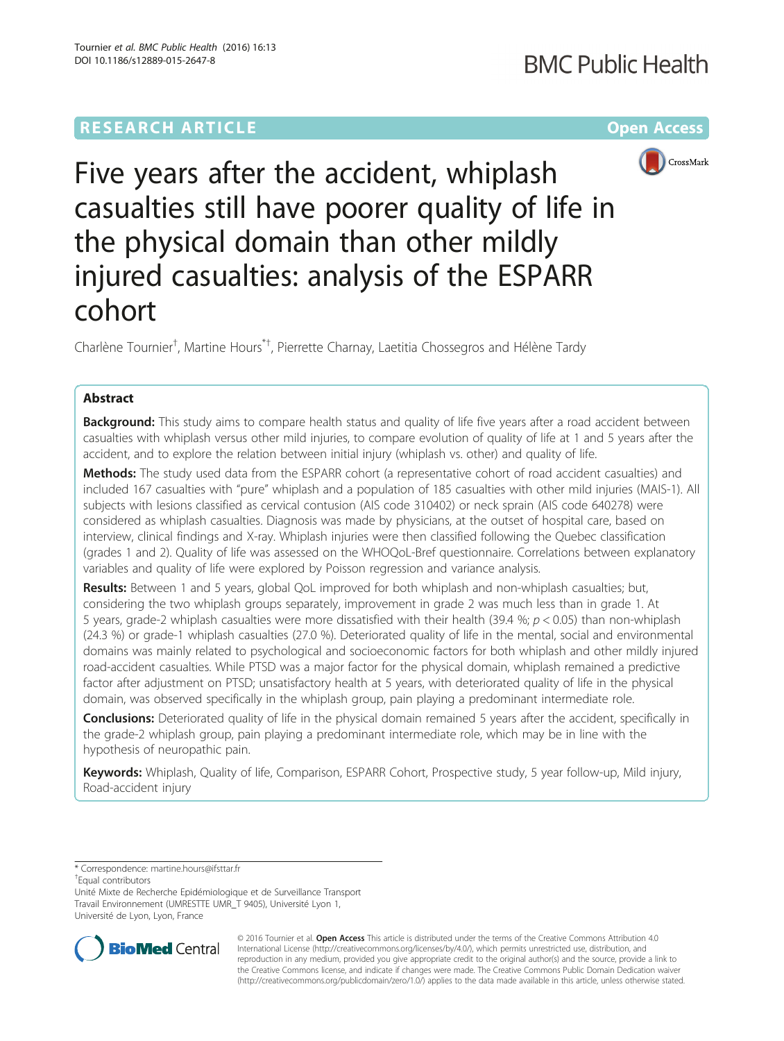RESEARCH ARTICLE

Open Access

# Five years after the accident, whiplash casualties still have poorer quality of life in the physical domain than other mildly injured casualties: analysis of the ESPARR cohort

Charlène Tournier[†], Martine Hours[*†], Pierrette Charnay, Laetitia Chossegros and Hélène Tardy

## Abstract

**Background:** This study aims to compare health status and quality of life five years after a road accident between casualties with whiplash versus other mild injuries, to compare evolution of quality of life at 1 and 5 years after the accident, and to explore the relation between initial injury (whiplash vs. other) and quality of life.

**Methods:** The study used data from the ESPARR cohort (a representative cohort of road accident casualties) and included 167 casualties with "pure" whiplash and a population of 185 casualties with other mild injuries (MAIS-1). All subjects with lesions classified as cervical contusion (AIS code 310402) or neck sprain (AIS code 640278) were considered as whiplash casualties. Diagnosis was made by physicians, at the outset of hospital care, based on interview, clinical findings and X-ray. Whiplash injuries were then classified following the Quebec classification (grades 1 and 2). Quality of life was assessed on the WHOQoL-Bref questionnaire. Correlations between explanatory variables and quality of life were explored by Poisson regression and variance analysis.

**Results:** Between 1 and 5 years, global QoL improved for both whiplash and non-whiplash casualties; but, considering the two whiplash groups separately, improvement in grade 2 was much less than in grade 1. At 5 years, grade-2 whiplash casualties were more dissatisfied with their health (39.4 %; $p < 0.05$) than non-whiplash (24.3 %) or grade-1 whiplash casualties (27.0 %). Deteriorated quality of life in the mental, social and environmental domains was mainly related to psychological and socioeconomic factors for both whiplash and other mildly injured road-accident casualties. While PTSD was a major factor for the physical domain, whiplash remained a predictive factor after adjustment on PTSD; unsatisfactory health at 5 years, with deteriorated quality of life in the physical domain, was observed specifically in the whiplash group, pain playing a predominant intermediate role.

**Conclusions:** Deteriorated quality of life in the physical domain remained 5 years after the accident, specifically in the grade-2 whiplash group, pain playing a predominant intermediate role, which may be in line with the hypothesis of neuropathic pain.

**Keywords:** Whiplash, Quality of life, Comparison, ESPARR Cohort, Prospective study, 5 year follow-up, Mild injury, Road-accident injury

---

\* Correspondence: martine.hours@ifsttar.fr

[†]Equal contributors

Unité Mixte de Recherche Epidémiologique et de Surveillance Transport Travail Environnement (UMRESTTE UMR_T 9405), Université Lyon 1, Université de Lyon, Lyon, France

© 2016 Tournier et al. **Open Access** This article is distributed under the terms of the Creative Commons Attribution 4.0 International License (http://creativecommons.org/licenses/by/4.0/), which permits unrestricted use, distribution, and reproduction in any medium, provided you give appropriate credit to the original author(s) and the source, provide a link to the Creative Commons license, and indicate if changes were made. The Creative Commons Public Domain Dedication waiver (http://creativecommons.org/publicdomain/zero/1.0/) applies to the data made available in this article, unless otherwise stated.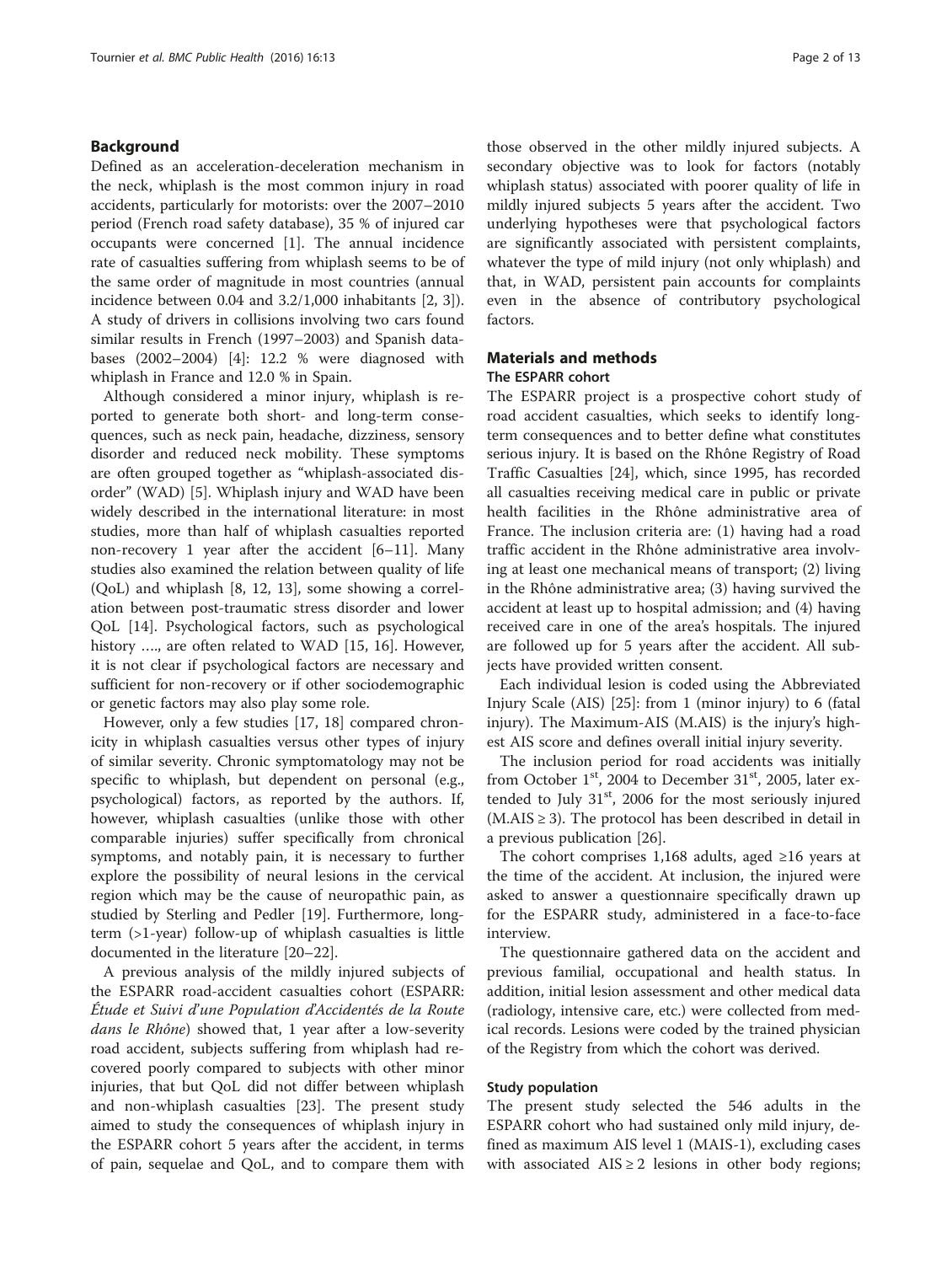## Background

Defined as an acceleration-deceleration mechanism in the neck, whiplash is the most common injury in road accidents, particularly for motorists: over the 2007–2010 period (French road safety database), 35 % of injured car occupants were concerned [1]. The annual incidence rate of casualties suffering from whiplash seems to be of the same order of magnitude in most countries (annual incidence between 0.04 and 3.2/1,000 inhabitants [2, 3]). A study of drivers in collisions involving two cars found similar results in French (1997–2003) and Spanish databases (2002–2004) [4]: 12.2 % were diagnosed with whiplash in France and 12.0 % in Spain.

Although considered a minor injury, whiplash is reported to generate both short- and long-term consequences, such as neck pain, headache, dizziness, sensory disorder and reduced neck mobility. These symptoms are often grouped together as "whiplash-associated disorder" (WAD) [5]. Whiplash injury and WAD have been widely described in the international literature: in most studies, more than half of whiplash casualties reported non-recovery 1 year after the accident [6–11]. Many studies also examined the relation between quality of life (QoL) and whiplash [8, 12, 13], some showing a correlation between post-traumatic stress disorder and lower QoL [14]. Psychological factors, such as psychological history …., are often related to WAD [15, 16]. However, it is not clear if psychological factors are necessary and sufficient for non-recovery or if other sociodemographic or genetic factors may also play some role.

However, only a few studies [17, 18] compared chronicity in whiplash casualties versus other types of injury of similar severity. Chronic symptomatology may not be specific to whiplash, but dependent on personal (e.g., psychological) factors, as reported by the authors. If, however, whiplash casualties (unlike those with other comparable injuries) suffer specifically from chronical symptoms, and notably pain, it is necessary to further explore the possibility of neural lesions in the cervical region which may be the cause of neuropathic pain, as studied by Sterling and Pedler [19]. Furthermore, long-term (>1-year) follow-up of whiplash casualties is little documented in the literature [20–22].

A previous analysis of the mildly injured subjects of the ESPARR road-accident casualties cohort (ESPARR: *Étude et Suivi d'une Population d'Accidentés de la Route dans le Rhône*) showed that, 1 year after a low-severity road accident, subjects suffering from whiplash had recovered poorly compared to subjects with other minor injuries, that but QoL did not differ between whiplash and non-whiplash casualties [23]. The present study aimed to study the consequences of whiplash injury in the ESPARR cohort 5 years after the accident, in terms of pain, sequelae and QoL, and to compare them with those observed in the other mildly injured subjects. A secondary objective was to look for factors (notably whiplash status) associated with poorer quality of life in mildly injured subjects 5 years after the accident. Two underlying hypotheses were that psychological factors are significantly associated with persistent complaints, whatever the type of mild injury (not only whiplash) and that, in WAD, persistent pain accounts for complaints even in the absence of contributory psychological factors.

## Materials and methods

### The ESPARR cohort

The ESPARR project is a prospective cohort study of road accident casualties, which seeks to identify long-term consequences and to better define what constitutes serious injury. It is based on the Rhône Registry of Road Traffic Casualties [24], which, since 1995, has recorded all casualties receiving medical care in public or private health facilities in the Rhône administrative area of France. The inclusion criteria are: (1) having had a road traffic accident in the Rhône administrative area involving at least one mechanical means of transport; (2) living in the Rhône administrative area; (3) having survived the accident at least up to hospital admission; and (4) having received care in one of the area's hospitals. The injured are followed up for 5 years after the accident. All subjects have provided written consent.

Each individual lesion is coded using the Abbreviated Injury Scale (AIS) [25]: from 1 (minor injury) to 6 (fatal injury). The Maximum-AIS (M.AIS) is the injury's highest AIS score and defines overall initial injury severity.

The inclusion period for road accidents was initially from October 1st, 2004 to December 31st, 2005, later extended to July 31st, 2006 for the most seriously injured (M.AIS ≥ 3). The protocol has been described in detail in a previous publication [26].

The cohort comprises 1,168 adults, aged ≥16 years at the time of the accident. At inclusion, the injured were asked to answer a questionnaire specifically drawn up for the ESPARR study, administered in a face-to-face interview.

The questionnaire gathered data on the accident and previous familial, occupational and health status. In addition, initial lesion assessment and other medical data (radiology, intensive care, etc.) were collected from medical records. Lesions were coded by the trained physician of the Registry from which the cohort was derived.

### Study population

The present study selected the 546 adults in the ESPARR cohort who had sustained only mild injury, defined as maximum AIS level 1 (MAIS-1), excluding cases with associated AIS ≥ 2 lesions in other body regions;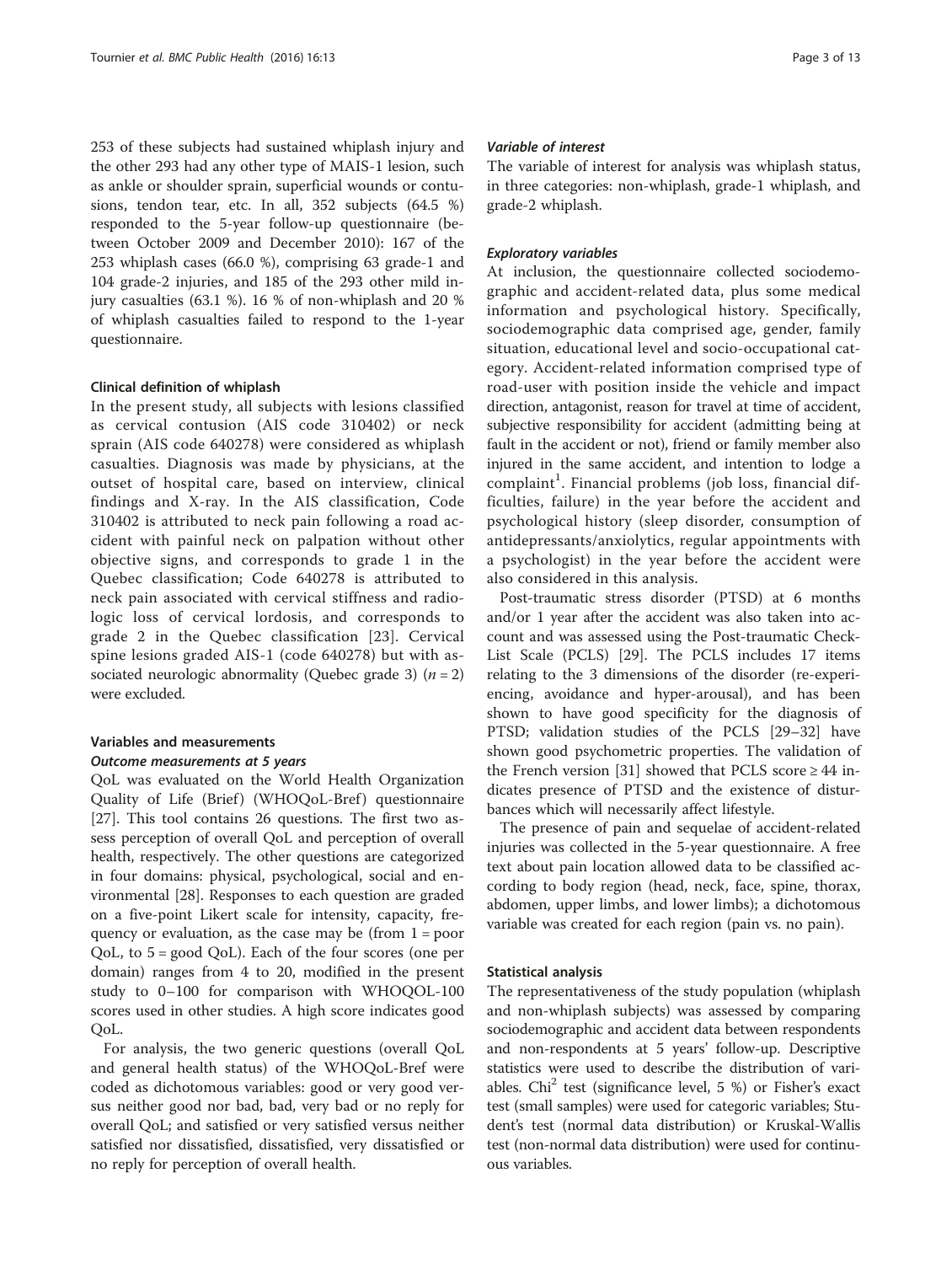253 of these subjects had sustained whiplash injury and the other 293 had any other type of MAIS-1 lesion, such as ankle or shoulder sprain, superficial wounds or contusions, tendon tear, etc. In all, 352 subjects (64.5 %) responded to the 5-year follow-up questionnaire (between October 2009 and December 2010): 167 of the 253 whiplash cases (66.0 %), comprising 63 grade-1 and 104 grade-2 injuries, and 185 of the 293 other mild injury casualties (63.1 %). 16 % of non-whiplash and 20 % of whiplash casualties failed to respond to the 1-year questionnaire.

### Clinical definition of whiplash

In the present study, all subjects with lesions classified as cervical contusion (AIS code 310402) or neck sprain (AIS code 640278) were considered as whiplash casualties. Diagnosis was made by physicians, at the outset of hospital care, based on interview, clinical findings and X-ray. In the AIS classification, Code 310402 is attributed to neck pain following a road accident with painful neck on palpation without other objective signs, and corresponds to grade 1 in the Quebec classification; Code 640278 is attributed to neck pain associated with cervical stiffness and radiologic loss of cervical lordosis, and corresponds to grade 2 in the Quebec classification [23]. Cervical spine lesions graded AIS-1 (code 640278) but with associated neurologic abnormality (Quebec grade 3) ($n = 2$) were excluded.

### Variables and measurements

#### *Outcome measurements at 5 years*

QoL was evaluated on the World Health Organization Quality of Life (Brief) (WHOQoL-Bref) questionnaire [27]. This tool contains 26 questions. The first two assess perception of overall QoL and perception of overall health, respectively. The other questions are categorized in four domains: physical, psychological, social and environmental [28]. Responses to each question are graded on a five-point Likert scale for intensity, capacity, frequency or evaluation, as the case may be (from 1 = poor QoL, to 5 = good QoL). Each of the four scores (one per domain) ranges from 4 to 20, modified in the present study to 0–100 for comparison with WHOQOL-100 scores used in other studies. A high score indicates good QoL.

For analysis, the two generic questions (overall QoL and general health status) of the WHOQoL-Bref were coded as dichotomous variables: good or very good versus neither good nor bad, bad, very bad or no reply for overall QoL; and satisfied or very satisfied versus neither satisfied nor dissatisfied, dissatisfied, very dissatisfied or no reply for perception of overall health.

#### *Variable of interest*

The variable of interest for analysis was whiplash status, in three categories: non-whiplash, grade-1 whiplash, and grade-2 whiplash.

#### *Exploratory variables*

At inclusion, the questionnaire collected sociodemographic and accident-related data, plus some medical information and psychological history. Specifically, sociodemographic data comprised age, gender, family situation, educational level and socio-occupational category. Accident-related information comprised type of road-user with position inside the vehicle and impact direction, antagonist, reason for travel at time of accident, subjective responsibility for accident (admitting being at fault in the accident or not), friend or family member also injured in the same accident, and intention to lodge a complaint[1]. Financial problems (job loss, financial difficulties, failure) in the year before the accident and psychological history (sleep disorder, consumption of antidepressants/anxiolytics, regular appointments with a psychologist) in the year before the accident were also considered in this analysis.

Post-traumatic stress disorder (PTSD) at 6 months and/or 1 year after the accident was also taken into account and was assessed using the Post-traumatic Check-List Scale (PCLS) [29]. The PCLS includes 17 items relating to the 3 dimensions of the disorder (re-experiencing, avoidance and hyper-arousal), and has been shown to have good specificity for the diagnosis of PTSD; validation studies of the PCLS [29–32] have shown good psychometric properties. The validation of the French version [31] showed that PCLS score ≥ 44 indicates presence of PTSD and the existence of disturbances which will necessarily affect lifestyle.

The presence of pain and sequelae of accident-related injuries was collected in the 5-year questionnaire. A free text about pain location allowed data to be classified according to body region (head, neck, face, spine, thorax, abdomen, upper limbs, and lower limbs); a dichotomous variable was created for each region (pain vs. no pain).

### Statistical analysis

The representativeness of the study population (whiplash and non-whiplash subjects) was assessed by comparing sociodemographic and accident data between respondents and non-respondents at 5 years' follow-up. Descriptive statistics were used to describe the distribution of variables. $Chi^2$ test (significance level, 5 %) or Fisher's exact test (small samples) were used for categoric variables; Student's test (normal data distribution) or Kruskal-Wallis test (non-normal data distribution) were used for continuous variables.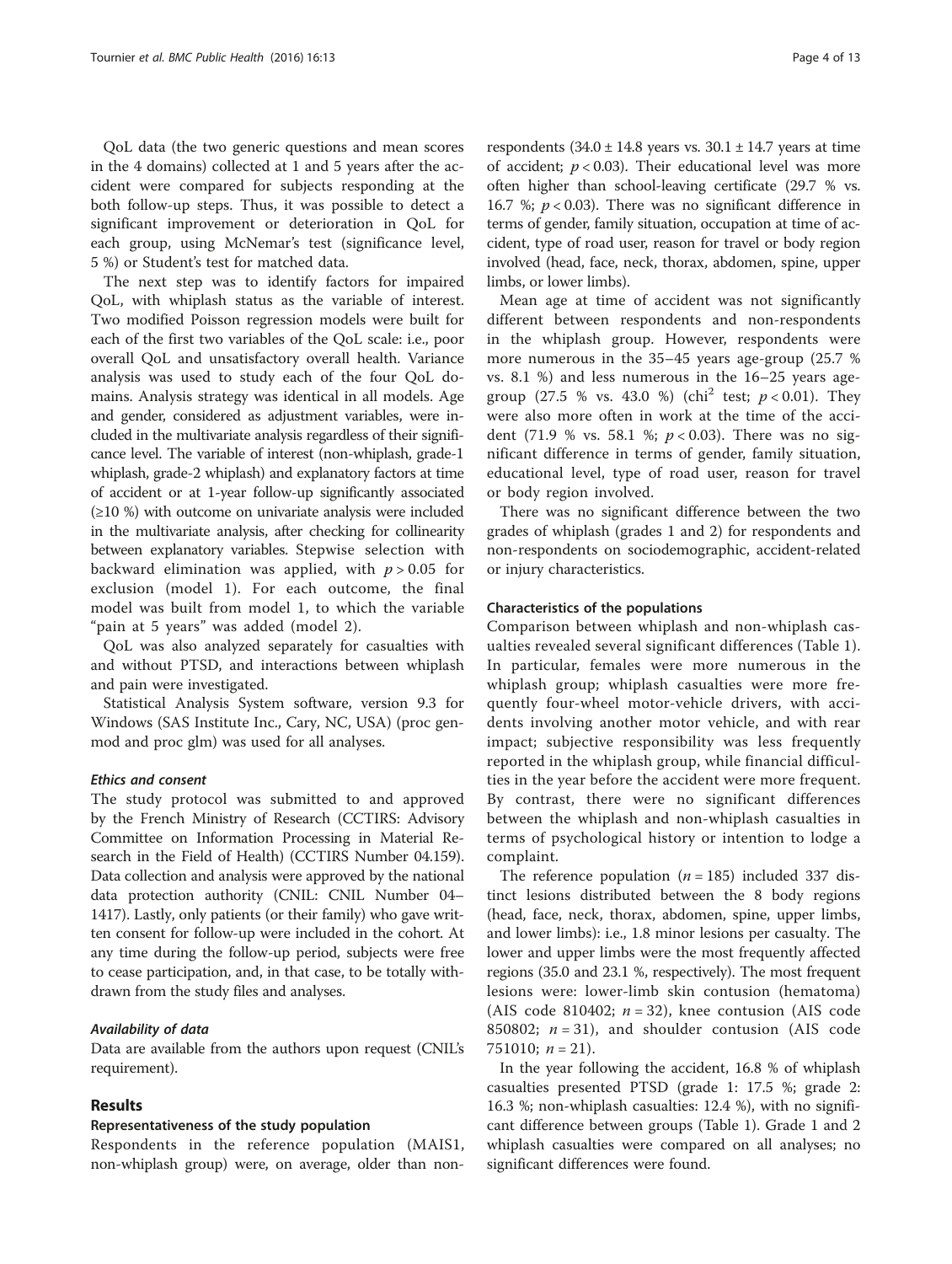QoL data (the two generic questions and mean scores in the 4 domains) collected at 1 and 5 years after the accident were compared for subjects responding at the both follow-up steps. Thus, it was possible to detect a significant improvement or deterioration in QoL for each group, using McNemar's test (significance level, 5 %) or Student's test for matched data.

The next step was to identify factors for impaired QoL, with whiplash status as the variable of interest. Two modified Poisson regression models were built for each of the first two variables of the QoL scale: i.e., poor overall QoL and unsatisfactory overall health. Variance analysis was used to study each of the four QoL domains. Analysis strategy was identical in all models. Age and gender, considered as adjustment variables, were included in the multivariate analysis regardless of their significance level. The variable of interest (non-whiplash, grade-1 whiplash, grade-2 whiplash) and explanatory factors at time of accident or at 1-year follow-up significantly associated (≥10 %) with outcome on univariate analysis were included in the multivariate analysis, after checking for collinearity between explanatory variables. Stepwise selection with backward elimination was applied, with $p > 0.05$ for exclusion (model 1). For each outcome, the final model was built from model 1, to which the variable "pain at 5 years" was added (model 2).

QoL was also analyzed separately for casualties with and without PTSD, and interactions between whiplash and pain were investigated.

Statistical Analysis System software, version 9.3 for Windows (SAS Institute Inc., Cary, NC, USA) (proc genmod and proc glm) was used for all analyses.

#### *Ethics and consent*

The study protocol was submitted to and approved by the French Ministry of Research (CCTIRS: Advisory Committee on Information Processing in Material Research in the Field of Health) (CCTIRS Number 04.159). Data collection and analysis were approved by the national data protection authority (CNIL: CNIL Number 04–1417). Lastly, only patients (or their family) who gave written consent for follow-up were included in the cohort. At any time during the follow-up period, subjects were free to cease participation, and, in that case, to be totally withdrawn from the study files and analyses.

#### *Availability of data*

Data are available from the authors upon request (CNIL's requirement).

## Results

### Representativeness of the study population

Respondents in the reference population (MAIS1, non-whiplash group) were, on average, older than non-respondents (34.0 ± 14.8 years vs. 30.1 ± 14.7 years at time of accident; $p < 0.03$). Their educational level was more often higher than school-leaving certificate (29.7 % vs. 16.7 %; $p < 0.03$). There was no significant difference in terms of gender, family situation, occupation at time of accident, type of road user, reason for travel or body region involved (head, face, neck, thorax, abdomen, spine, upper limbs, or lower limbs).

Mean age at time of accident was not significantly different between respondents and non-respondents in the whiplash group. However, respondents were more numerous in the 35–45 years age-group (25.7 % vs. 8.1 %) and less numerous in the 16–25 years age-group (27.5 % vs. 43.0 %) ($\chi^2$ test; $p < 0.01$). They were also more often in work at the time of the accident (71.9 % vs. 58.1 %; $p < 0.03$). There was no significant difference in terms of gender, family situation, educational level, type of road user, reason for travel or body region involved.

There was no significant difference between the two grades of whiplash (grades 1 and 2) for respondents and non-respondents on sociodemographic, accident-related or injury characteristics.

### Characteristics of the populations

Comparison between whiplash and non-whiplash casualties revealed several significant differences (Table 1). In particular, females were more numerous in the whiplash group; whiplash casualties were more frequently four-wheel motor-vehicle drivers, with accidents involving another motor vehicle, and with rear impact; subjective responsibility was less frequently reported in the whiplash group, while financial difficulties in the year before the accident were more frequent. By contrast, there were no significant differences between the whiplash and non-whiplash casualties in terms of psychological history or intention to lodge a complaint.

The reference population ($n = 185$) included 337 distinct lesions distributed between the 8 body regions (head, face, neck, thorax, abdomen, spine, upper limbs, and lower limbs): i.e., 1.8 minor lesions per casualty. The lower and upper limbs were the most frequently affected regions (35.0 and 23.1 %, respectively). The most frequent lesions were: lower-limb skin contusion (hematoma) (AIS code 810402; $n = 32$), knee contusion (AIS code 850802; $n = 31$), and shoulder contusion (AIS code 751010; $n = 21$).

In the year following the accident, 16.8 % of whiplash casualties presented PTSD (grade 1: 17.5 %; grade 2: 16.3 %; non-whiplash casualties: 12.4 %), with no significant difference between groups (Table 1). Grade 1 and 2 whiplash casualties were compared on all analyses; no significant differences were found.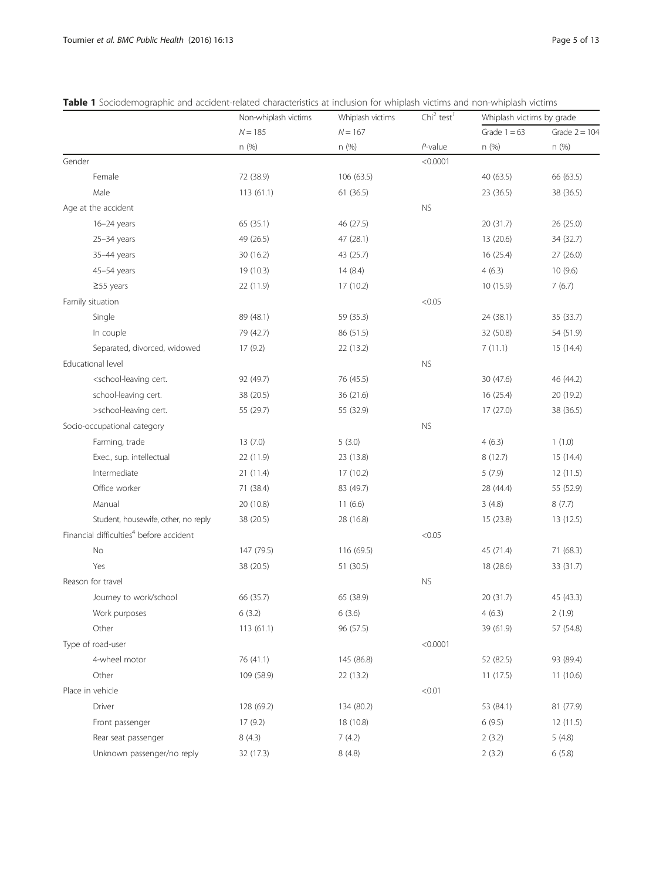**Table 1** Sociodemographic and accident-related characteristics at inclusion for whiplash victims and non-whiplash victims

| | Non-whiplash victims | Whiplash victims | $Chi^2$ test[1] | Whiplash victims by grade | |
|---|---|---|---|---|---|
| | $N = 185$ | $N = 167$ | | Grade 1 = 63 | Grade 2 = 104 |
| | n (%) | n (%) | *P*-value | n (%) | n (%) |
| Gender | | | <0.0001 | | |
| Female | 72 (38.9) | 106 (63.5) | | 40 (63.5) | 66 (63.5) |
| Male | 113 (61.1) | 61 (36.5) | | 23 (36.5) | 38 (36.5) |
| Age at the accident | | | NS | | |
| 16–24 years | 65 (35.1) | 46 (27.5) | | 20 (31.7) | 26 (25.0) |
| 25–34 years | 49 (26.5) | 47 (28.1) | | 13 (20.6) | 34 (32.7) |
| 35–44 years | 30 (16.2) | 43 (25.7) | | 16 (25.4) | 27 (26.0) |
| 45–54 years | 19 (10.3) | 14 (8.4) | | 4 (6.3) | 10 (9.6) |
| ≥55 years | 22 (11.9) | 17 (10.2) | | 10 (15.9) | 7 (6.7) |
| Family situation | | | <0.05 | | |
| Single | 89 (48.1) | 59 (35.3) | | 24 (38.1) | 35 (33.7) |
| In couple | 79 (42.7) | 86 (51.5) | | 32 (50.8) | 54 (51.9) |
| Separated, divorced, widowed | 17 (9.2) | 22 (13.2) | | 7 (11.1) | 15 (14.4) |
| Educational level | | | NS | | |
| <school-leaving cert. | 92 (49.7) | 76 (45.5) | | 30 (47.6) | 46 (44.2) |
| school-leaving cert. | 38 (20.5) | 36 (21.6) | | 16 (25.4) | 20 (19.2) |
| >school-leaving cert. | 55 (29.7) | 55 (32.9) | | 17 (27.0) | 38 (36.5) |
| Socio-occupational category | | | NS | | |
| Farming, trade | 13 (7.0) | 5 (3.0) | | 4 (6.3) | 1 (1.0) |
| Exec., sup. intellectual | 22 (11.9) | 23 (13.8) | | 8 (12.7) | 15 (14.4) |
| Intermediate | 21 (11.4) | 17 (10.2) | | 5 (7.9) | 12 (11.5) |
| Office worker | 71 (38.4) | 83 (49.7) | | 28 (44.4) | 55 (52.9) |
| Manual | 20 (10.8) | 11 (6.6) | | 3 (4.8) | 8 (7.7) |
| Student, housewife, other, no reply | 38 (20.5) | 28 (16.8) | | 15 (23.8) | 13 (12.5) |
| Financial difficulties[4] before accident | | | <0.05 | | |
| No | 147 (79.5) | 116 (69.5) | | 45 (71.4) | 71 (68.3) |
| Yes | 38 (20.5) | 51 (30.5) | | 18 (28.6) | 33 (31.7) |
| Reason for travel | | | NS | | |
| Journey to work/school | 66 (35.7) | 65 (38.9) | | 20 (31.7) | 45 (43.3) |
| Work purposes | 6 (3.2) | 6 (3.6) | | 4 (6.3) | 2 (1.9) |
| Other | 113 (61.1) | 96 (57.5) | | 39 (61.9) | 57 (54.8) |
| Type of road-user | | | <0.0001 | | |
| 4-wheel motor | 76 (41.1) | 145 (86.8) | | 52 (82.5) | 93 (89.4) |
| Other | 109 (58.9) | 22 (13.2) | | 11 (17.5) | 11 (10.6) |
| Place in vehicle | | | <0.01 | | |
| Driver | 128 (69.2) | 134 (80.2) | | 53 (84.1) | 81 (77.9) |
| Front passenger | 17 (9.2) | 18 (10.8) | | 6 (9.5) | 12 (11.5) |
| Rear seat passenger | 8 (4.3) | 7 (4.2) | | 2 (3.2) | 5 (4.8) |
| Unknown passenger/no reply | 32 (17.3) | 8 (4.8) | | 2 (3.2) | 6 (5.8) |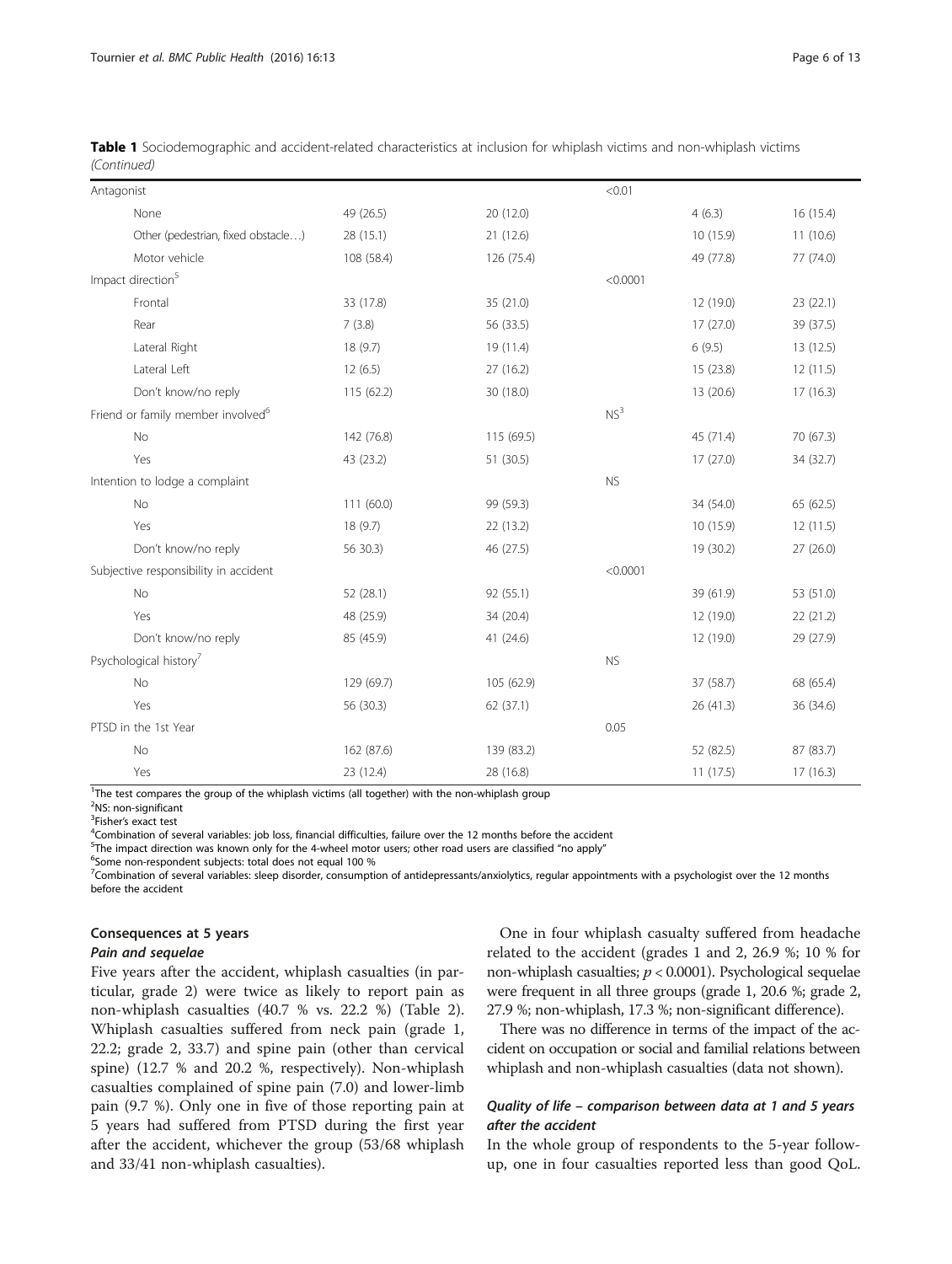**Table 1** Sociodemographic and accident-related characteristics at inclusion for whiplash victims and non-whiplash victims *(Continued)*

| | | | | | |
|---|---|---|---|---|---|
| Antagonist | | | <0.01 | | |
| None | 49 (26.5) | 20 (12.0) | | 4 (6.3) | 16 (15.4) |
| Other (pedestrian, fixed obstacle…) | 28 (15.1) | 21 (12.6) | | 10 (15.9) | 11 (10.6) |
| Motor vehicle | 108 (58.4) | 126 (75.4) | | 49 (77.8) | 77 (74.0) |
| Impact direction[5] | | | <0.0001 | | |
| Frontal | 33 (17.8) | 35 (21.0) | | 12 (19.0) | 23 (22.1) |
| Rear | 7 (3.8) | 56 (33.5) | | 17 (27.0) | 39 (37.5) |
| Lateral Right | 18 (9.7) | 19 (11.4) | | 6 (9.5) | 13 (12.5) |
| Lateral Left | 12 (6.5) | 27 (16.2) | | 15 (23.8) | 12 (11.5) |
| Don't know/no reply | 115 (62.2) | 30 (18.0) | | 13 (20.6) | 17 (16.3) |
| Friend or family member involved[6] | | | NS[3] | | |
| No | 142 (76.8) | 115 (69.5) | | 45 (71.4) | 70 (67.3) |
| Yes | 43 (23.2) | 51 (30.5) | | 17 (27.0) | 34 (32.7) |
| Intention to lodge a complaint | | | NS | | |
| No | 111 (60.0) | 99 (59.3) | | 34 (54.0) | 65 (62.5) |
| Yes | 18 (9.7) | 22 (13.2) | | 10 (15.9) | 12 (11.5) |
| Don't know/no reply | 56 30.3) | 46 (27.5) | | 19 (30.2) | 27 (26.0) |
| Subjective responsibility in accident | | | <0.0001 | | |
| No | 52 (28.1) | 92 (55.1) | | 39 (61.9) | 53 (51.0) |
| Yes | 48 (25.9) | 34 (20.4) | | 12 (19.0) | 22 (21.2) |
| Don't know/no reply | 85 (45.9) | 41 (24.6) | | 12 (19.0) | 29 (27.9) |
| Psychological history[7] | | | NS | | |
| No | 129 (69.7) | 105 (62.9) | | 37 (58.7) | 68 (65.4) |
| Yes | 56 (30.3) | 62 (37.1) | | 26 (41.3) | 36 (34.6) |
| PTSD in the 1st Year | | | 0.05 | | |
| No | 162 (87.6) | 139 (83.2) | | 52 (82.5) | 87 (83.7) |
| Yes | 23 (12.4) | 28 (16.8) | | 11 (17.5) | 17 (16.3) |

[1]The test compares the group of the whiplash victims (all together) with the non-whiplash group
[2]NS: non-significant
[3]Fisher's exact test
[4]Combination of several variables: job loss, financial difficulties, failure over the 12 months before the accident
[5]The impact direction was known only for the 4-wheel motor users; other road users are classified "no apply"
[6]Some non-respondent subjects: total does not equal 100 %
[7]Combination of several variables: sleep disorder, consumption of antidepressants/anxiolytics, regular appointments with a psychologist over the 12 months before the accident

### Consequences at 5 years

#### *Pain and sequelae*

Five years after the accident, whiplash casualties (in particular, grade 2) were twice as likely to report pain as non-whiplash casualties (40.7 % vs. 22.2 %) (Table 2). Whiplash casualties suffered from neck pain (grade 1, 22.2; grade 2, 33.7) and spine pain (other than cervical spine) (12.7 % and 20.2 %, respectively). Non-whiplash casualties complained of spine pain (7.0) and lower-limb pain (9.7 %). Only one in five of those reporting pain at 5 years had suffered from PTSD during the first year after the accident, whichever the group (53/68 whiplash and 33/41 non-whiplash casualties).

One in four whiplash casualty suffered from headache related to the accident (grades 1 and 2, 26.9 %; 10 % for non-whiplash casualties; $p < 0.0001$). Psychological sequelae were frequent in all three groups (grade 1, 20.6 %; grade 2, 27.9 %; non-whiplash, 17.3 %; non-significant difference).

There was no difference in terms of the impact of the accident on occupation or social and familial relations between whiplash and non-whiplash casualties (data not shown).

#### *Quality of life – comparison between data at 1 and 5 years after the accident*

In the whole group of respondents to the 5-year follow-up, one in four casualties reported less than good QoL.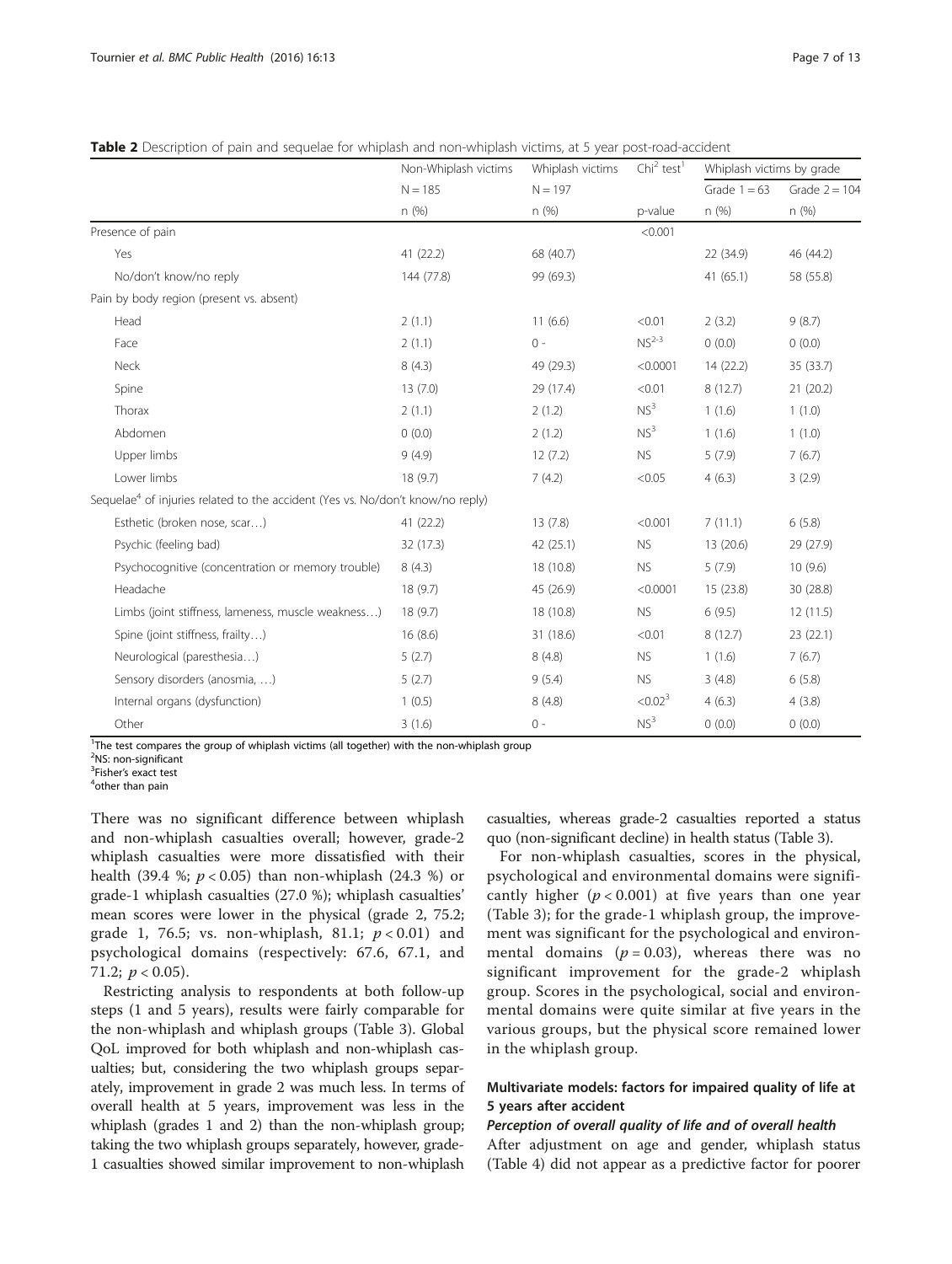**Table 2** Description of pain and sequelae for whiplash and non-whiplash victims, at 5 year post-road-accident

| | Non-Whiplash victims | Whiplash victims | Chi[2] test[1] | Whiplash victims by grade | |
|---|---|---|---|---|---|
| | N = 185 | N = 197 | | Grade 1 = 63 | Grade 2 = 104 |
| | n (%) | n (%) | p-value | n (%) | n (%) |
| Presence of pain | | | <0.001 | | |
| Yes | 41 (22.2) | 68 (40.7) | | 22 (34.9) | 46 (44.2) |
| No/don't know/no reply | 144 (77.8) | 99 (69.3) | | 41 (65.1) | 58 (55.8) |
| Pain by body region (present vs. absent) | | | | | |
| Head | 2 (1.1) | 11 (6.6) | <0.01 | 2 (3.2) | 9 (8.7) |
| Face | 2 (1.1) | 0 - | NS[2-3] | 0 (0.0) | 0 (0.0) |
| Neck | 8 (4.3) | 49 (29.3) | <0.0001 | 14 (22.2) | 35 (33.7) |
| Spine | 13 (7.0) | 29 (17.4) | <0.01 | 8 (12.7) | 21 (20.2) |
| Thorax | 2 (1.1) | 2 (1.2) | NS[3] | 1 (1.6) | 1 (1.0) |
| Abdomen | 0 (0.0) | 2 (1.2) | NS[3] | 1 (1.6) | 1 (1.0) |
| Upper limbs | 9 (4.9) | 12 (7.2) | NS | 5 (7.9) | 7 (6.7) |
| Lower limbs | 18 (9.7) | 7 (4.2) | <0.05 | 4 (6.3) | 3 (2.9) |
| Sequelae[4] of injuries related to the accident (Yes vs. No/don't know/no reply) | | | | | |
| Esthetic (broken nose, scar…) | 41 (22.2) | 13 (7.8) | <0.001 | 7 (11.1) | 6 (5.8) |
| Psychic (feeling bad) | 32 (17.3) | 42 (25.1) | NS | 13 (20.6) | 29 (27.9) |
| Psychocognitive (concentration or memory trouble) | 8 (4.3) | 18 (10.8) | NS | 5 (7.9) | 10 (9.6) |
| Headache | 18 (9.7) | 45 (26.9) | <0.0001 | 15 (23.8) | 30 (28.8) |
| Limbs (joint stiffness, lameness, muscle weakness…) | 18 (9.7) | 18 (10.8) | NS | 6 (9.5) | 12 (11.5) |
| Spine (joint stiffness, frailty…) | 16 (8.6) | 31 (18.6) | <0.01 | 8 (12.7) | 23 (22.1) |
| Neurological (paresthesia…) | 5 (2.7) | 8 (4.8) | NS | 1 (1.6) | 7 (6.7) |
| Sensory disorders (anosmia, …) | 5 (2.7) | 9 (5.4) | NS | 3 (4.8) | 6 (5.8) |
| Internal organs (dysfunction) | 1 (0.5) | 8 (4.8) | <0.02[3] | 4 (6.3) | 4 (3.8) |
| Other | 3 (1.6) | 0 - | NS[3] | 0 (0.0) | 0 (0.0) |

[1]The test compares the group of whiplash victims (all together) with the non-whiplash group
[2]NS: non-significant
[3]Fisher's exact test
[4]other than pain

There was no significant difference between whiplash and non-whiplash casualties overall; however, grade-2 whiplash casualties were more dissatisfied with their health (39.4 %; $p < 0.05$) than non-whiplash (24.3 %) or grade-1 whiplash casualties (27.0 %); whiplash casualties' mean scores were lower in the physical (grade 2, 75.2; grade 1, 76.5; vs. non-whiplash, 81.1; $p < 0.01$) and psychological domains (respectively: 67.6, 67.1, and 71.2; $p < 0.05$).

Restricting analysis to respondents at both follow-up steps (1 and 5 years), results were fairly comparable for the non-whiplash and whiplash groups (Table 3). Global QoL improved for both whiplash and non-whiplash casualties; but, considering the two whiplash groups separately, improvement in grade 2 was much less. In terms of overall health at 5 years, improvement was less in the whiplash (grades 1 and 2) than the non-whiplash group; taking the two whiplash groups separately, however, grade-1 casualties showed similar improvement to non-whiplash casualties, whereas grade-2 casualties reported a status quo (non-significant decline) in health status (Table 3).

For non-whiplash casualties, scores in the physical, psychological and environmental domains were significantly higher ($p < 0.001$) at five years than one year (Table 3); for the grade-1 whiplash group, the improvement was significant for the psychological and environmental domains ($p = 0.03$), whereas there was no significant improvement for the grade-2 whiplash group. Scores in the psychological, social and environmental domains were quite similar at five years in the various groups, but the physical score remained lower in the whiplash group.

## Multivariate models: factors for impaired quality of life at 5 years after accident

### *Perception of overall quality of life and of overall health*

After adjustment on age and gender, whiplash status (Table 4) did not appear as a predictive factor for poorer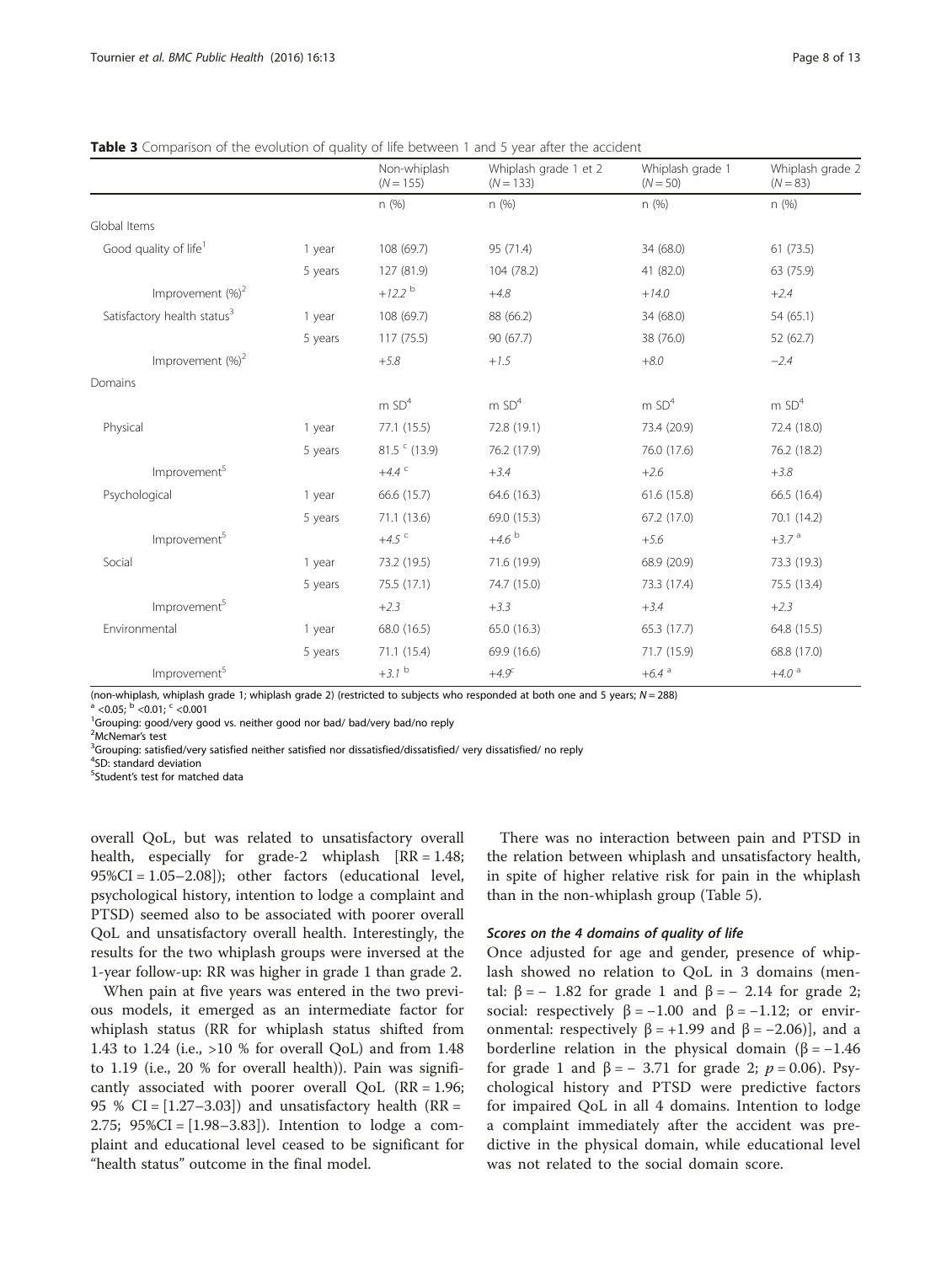**Table 3** Comparison of the evolution of quality of life between 1 and 5 year after the accident

| | | Non-whiplash (N = 155) | Whiplash grade 1 et 2 (N = 133) | Whiplash grade 1 (N = 50) | Whiplash grade 2 (N = 83) |
|---|---|---|---|---|---|
| | | n (%) | n (%) | n (%) | n (%) |
| Global Items | | | | | |
| Good quality of life[1] | 1 year | 108 (69.7) | 95 (71.4) | 34 (68.0) | 61 (73.5) |
| | 5 years | 127 (81.9) | 104 (78.2) | 41 (82.0) | 63 (75.9) |
| Improvement (%)[2] | | +12.2 [b] | +4.8 | +14.0 | +2.4 |
| Satisfactory health status[3] | 1 year | 108 (69.7) | 88 (66.2) | 34 (68.0) | 54 (65.1) |
| | 5 years | 117 (75.5) | 90 (67.7) | 38 (76.0) | 52 (62.7) |
| Improvement (%)[2] | | +5.8 | +1.5 | +8.0 | −2.4 |
| Domains | | | | | |
| | | m SD[4] | m SD[4] | m SD[4] | m SD[4] |
| Physical | 1 year | 77.1 (15.5) | 72.8 (19.1) | 73.4 (20.9) | 72.4 (18.0) |
| | 5 years | 81.5 [c] (13.9) | 76.2 (17.9) | 76.0 (17.6) | 76.2 (18.2) |
| Improvement[5] | | +4.4 [c] | +3.4 | +2.6 | +3.8 |
| Psychological | 1 year | 66.6 (15.7) | 64.6 (16.3) | 61.6 (15.8) | 66.5 (16.4) |
| | 5 years | 71.1 (13.6) | 69.0 (15.3) | 67.2 (17.0) | 70.1 (14.2) |
| Improvement[5] | | +4.5 [c] | +4.6 [b] | +5.6 | +3.7 [a] |
| Social | 1 year | 73.2 (19.5) | 71.6 (19.9) | 68.9 (20.9) | 73.3 (19.3) |
| | 5 years | 75.5 (17.1) | 74.7 (15.0) | 73.3 (17.4) | 75.5 (13.4) |
| Improvement[5] | | +2.3 | +3.3 | +3.4 | +2.3 |
| Environmental | 1 year | 68.0 (16.5) | 65.0 (16.3) | 65.3 (17.7) | 64.8 (15.5) |
| | 5 years | 71.1 (15.4) | 69.9 (16.6) | 71.7 (15.9) | 68.8 (17.0) |
| Improvement[5] | | +3.1 [b] | +4.9 [c] | +6.4 [a] | +4.0 [a] |

(non-whiplash, whiplash grade 1; whiplash grade 2) (restricted to subjects who responded at both one and 5 years; N = 288)
[a] <0.05; [b] <0.01; [c] <0.001
[1]Grouping: good/very good vs. neither good nor bad/ bad/very bad/no reply
[2]McNemar's test
[3]Grouping: satisfied/very satisfied neither satisfied nor dissatisfied/dissatisfied/ very dissatisfied/ no reply
[4]SD: standard deviation
[5]Student's test for matched data

overall QoL, but was related to unsatisfactory overall health, especially for grade-2 whiplash [RR = 1.48; 95%CI = 1.05–2.08]); other factors (educational level, psychological history, intention to lodge a complaint and PTSD) seemed also to be associated with poorer overall QoL and unsatisfactory overall health. Interestingly, the results for the two whiplash groups were inversed at the 1-year follow-up: RR was higher in grade 1 than grade 2.

When pain at five years was entered in the two previous models, it emerged as an intermediate factor for whiplash status (RR for whiplash status shifted from 1.43 to 1.24 (i.e., >10 % for overall QoL) and from 1.48 to 1.19 (i.e., 20 % for overall health)). Pain was significantly associated with poorer overall QoL (RR = 1.96; 95 % CI = [1.27–3.03]) and unsatisfactory health (RR = 2.75; 95%CI = [1.98–3.83]). Intention to lodge a complaint and educational level ceased to be significant for "health status" outcome in the final model.

There was no interaction between pain and PTSD in the relation between whiplash and unsatisfactory health, in spite of higher relative risk for pain in the whiplash than in the non-whiplash group (Table 5).

#### Scores on the 4 domains of quality of life

Once adjusted for age and gender, presence of whiplash showed no relation to QoL in 3 domains (mental: $\beta = -1.82$ for grade 1 and $\beta = -2.14$ for grade 2; social: respectively $\beta = -1.00$ and $\beta = -1.12$; or environmental: respectively $\beta = +1.99$ and $\beta = -2.06$)], and a borderline relation in the physical domain ($\beta = -1.46$ for grade 1 and $\beta = -3.71$ for grade 2; $p = 0.06$). Psychological history and PTSD were predictive factors for impaired QoL in all 4 domains. Intention to lodge a complaint immediately after the accident was predictive in the physical domain, while educational level was not related to the social domain score.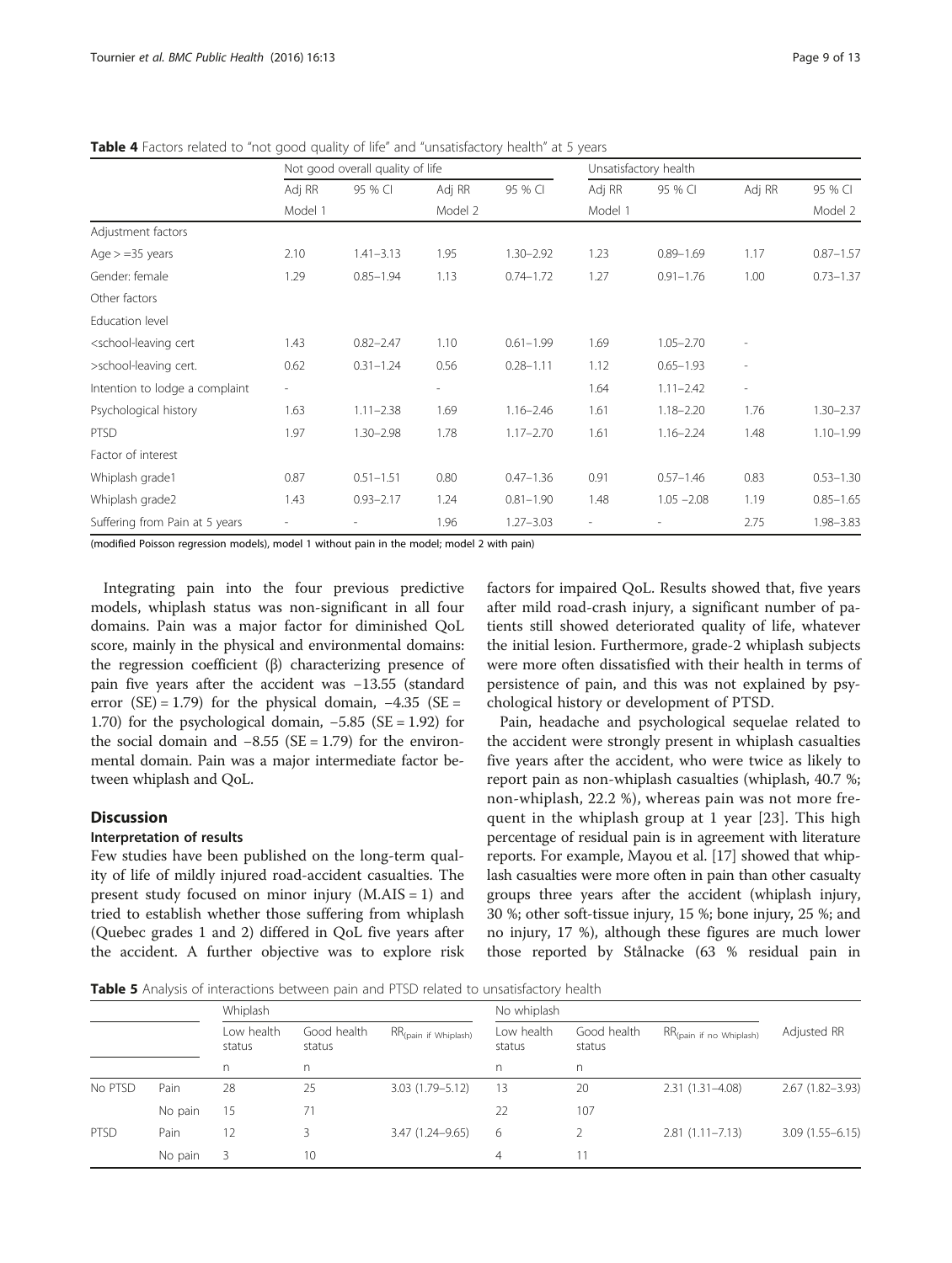**Table 4** Factors related to "not good quality of life" and "unsatisfactory health" at 5 years

| | Not good overall quality of life | | | | Unsatisfactory health | | | |
|---|---|---|---|---|---|---|---|---|
| | Adj RR | 95 % CI | Adj RR | 95 % CI | Adj RR | 95 % CI | Adj RR | 95 % CI |
| | Model 1 | | Model 2 | | Model 1 | | | Model 2 |
| Adjustment factors | | | | | | | | |
| Age > =35 years | 2.10 | 1.41–3.13 | 1.95 | 1.30–2.92 | 1.23 | 0.89–1.69 | 1.17 | 0.87–1.57 |
| Gender: female | 1.29 | 0.85–1.94 | 1.13 | 0.74–1.72 | 1.27 | 0.91–1.76 | 1.00 | 0.73–1.37 |
| Other factors | | | | | | | | |
| Education level | | | | | | | | |
| <school-leaving cert | 1.43 | 0.82–2.47 | 1.10 | 0.61–1.99 | 1.69 | 1.05–2.70 | - | |
| >school-leaving cert. | 0.62 | 0.31–1.24 | 0.56 | 0.28–1.11 | 1.12 | 0.65–1.93 | - | |
| Intention to lodge a complaint | - | | - | | 1.64 | 1.11–2.42 | - | |
| Psychological history | 1.63 | 1.11–2.38 | 1.69 | 1.16–2.46 | 1.61 | 1.18–2.20 | 1.76 | 1.30–2.37 |
| PTSD | 1.97 | 1.30–2.98 | 1.78 | 1.17–2.70 | 1.61 | 1.16–2.24 | 1.48 | 1.10–1.99 |
| Factor of interest | | | | | | | | |
| Whiplash grade1 | 0.87 | 0.51–1.51 | 0.80 | 0.47–1.36 | 0.91 | 0.57–1.46 | 0.83 | 0.53–1.30 |
| Whiplash grade2 | 1.43 | 0.93–2.17 | 1.24 | 0.81–1.90 | 1.48 | 1.05 –2.08 | 1.19 | 0.85–1.65 |
| Suffering from Pain at 5 years | - | - | 1.96 | 1.27–3.03 | - | - | 2.75 | 1.98–3.83 |

(modified Poisson regression models), model 1 without pain in the model; model 2 with pain)

Integrating pain into the four previous predictive models, whiplash status was non-significant in all four domains. Pain was a major factor for diminished QoL score, mainly in the physical and environmental domains: the regression coefficient (β) characterizing presence of pain five years after the accident was −13.55 (standard error (SE) = 1.79) for the physical domain, −4.35 (SE = 1.70) for the psychological domain, −5.85 (SE = 1.92) for the social domain and −8.55 (SE = 1.79) for the environmental domain. Pain was a major intermediate factor between whiplash and QoL.

## Discussion

### Interpretation of results

Few studies have been published on the long-term quality of life of mildly injured road-accident casualties. The present study focused on minor injury (M.AIS = 1) and tried to establish whether those suffering from whiplash (Quebec grades 1 and 2) differed in QoL five years after the accident. A further objective was to explore risk factors for impaired QoL. Results showed that, five years after mild road-crash injury, a significant number of patients still showed deteriorated quality of life, whatever the initial lesion. Furthermore, grade-2 whiplash subjects were more often dissatisfied with their health in terms of persistence of pain, and this was not explained by psychological history or development of PTSD.

Pain, headache and psychological sequelae related to the accident were strongly present in whiplash casualties five years after the accident, who were twice as likely to report pain as non-whiplash casualties (whiplash, 40.7 %; non-whiplash, 22.2 %), whereas pain was not more frequent in the whiplash group at 1 year [23]. This high percentage of residual pain is in agreement with literature reports. For example, Mayou et al. [17] showed that whiplash casualties were more often in pain than other casualty groups three years after the accident (whiplash injury, 30 %; other soft-tissue injury, 15 %; bone injury, 25 %; and no injury, 17 %), although these figures are much lower those reported by Stålnacke (63 % residual pain in

**Table 5** Analysis of interactions between pain and PTSD related to unsatisfactory health

| | | Whiplash | | | No whiplash | | | |
|---|---|---|---|---|---|---|---|---|
| | | Low health status | Good health status | $RR_{(pain\ if\ Whiplash)}$ | Low health status | Good health status | $RR_{(pain\ if\ no\ Whiplash)}$ | Adjusted RR |
| | | n | n | | n | n | | |
| No PTSD | Pain | 28 | 25 | 3.03 (1.79–5.12) | 13 | 20 | 2.31 (1.31–4.08) | 2.67 (1.82–3.93) |
| | No pain | 15 | 71 | | 22 | 107 | | |
| PTSD | Pain | 12 | 3 | 3.47 (1.24–9.65) | 6 | 2 | 2.81 (1.11–7.13) | 3.09 (1.55–6.15) |
| | No pain | 3 | 10 | | 4 | 11 | | |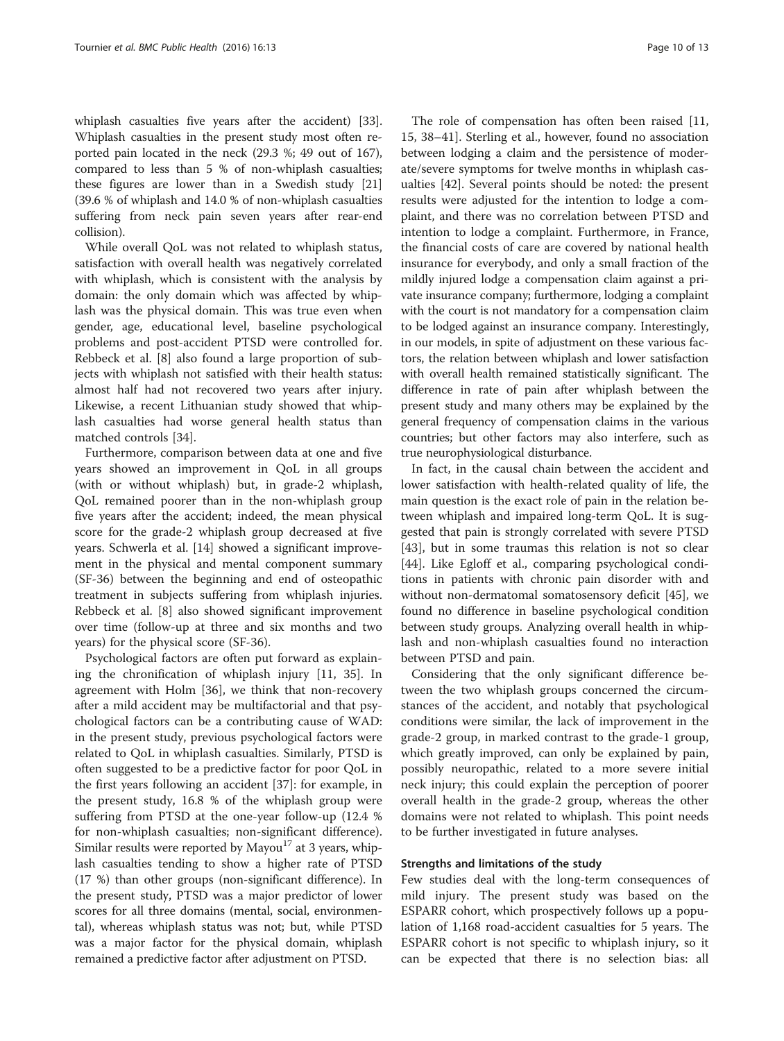whiplash casualties five years after the accident) [33]. Whiplash casualties in the present study most often reported pain located in the neck (29.3 %; 49 out of 167), compared to less than 5 % of non-whiplash casualties; these figures are lower than in a Swedish study [21] (39.6 % of whiplash and 14.0 % of non-whiplash casualties suffering from neck pain seven years after rear-end collision).

While overall QoL was not related to whiplash status, satisfaction with overall health was negatively correlated with whiplash, which is consistent with the analysis by domain: the only domain which was affected by whiplash was the physical domain. This was true even when gender, age, educational level, baseline psychological problems and post-accident PTSD were controlled for. Rebbeck et al. [8] also found a large proportion of subjects with whiplash not satisfied with their health status: almost half had not recovered two years after injury. Likewise, a recent Lithuanian study showed that whiplash casualties had worse general health status than matched controls [34].

Furthermore, comparison between data at one and five years showed an improvement in QoL in all groups (with or without whiplash) but, in grade-2 whiplash, QoL remained poorer than in the non-whiplash group five years after the accident; indeed, the mean physical score for the grade-2 whiplash group decreased at five years. Schwerla et al. [14] showed a significant improvement in the physical and mental component summary (SF-36) between the beginning and end of osteopathic treatment in subjects suffering from whiplash injuries. Rebbeck et al. [8] also showed significant improvement over time (follow-up at three and six months and two years) for the physical score (SF-36).

Psychological factors are often put forward as explaining the chronification of whiplash injury [11, 35]. In agreement with Holm [36], we think that non-recovery after a mild accident may be multifactorial and that psychological factors can be a contributing cause of WAD: in the present study, previous psychological factors were related to QoL in whiplash casualties. Similarly, PTSD is often suggested to be a predictive factor for poor QoL in the first years following an accident [37]: for example, in the present study, 16.8 % of the whiplash group were suffering from PTSD at the one-year follow-up (12.4 % for non-whiplash casualties; non-significant difference). Similar results were reported by Mayou[17] at 3 years, whiplash casualties tending to show a higher rate of PTSD (17 %) than other groups (non-significant difference). In the present study, PTSD was a major predictor of lower scores for all three domains (mental, social, environmental), whereas whiplash status was not; but, while PTSD was a major factor for the physical domain, whiplash remained a predictive factor after adjustment on PTSD.

The role of compensation has often been raised [11, 15, 38–41]. Sterling et al., however, found no association between lodging a claim and the persistence of moderate/severe symptoms for twelve months in whiplash casualties [42]. Several points should be noted: the present results were adjusted for the intention to lodge a complaint, and there was no correlation between PTSD and intention to lodge a complaint. Furthermore, in France, the financial costs of care are covered by national health insurance for everybody, and only a small fraction of the mildly injured lodge a compensation claim against a private insurance company; furthermore, lodging a complaint with the court is not mandatory for a compensation claim to be lodged against an insurance company. Interestingly, in our models, in spite of adjustment on these various factors, the relation between whiplash and lower satisfaction with overall health remained statistically significant. The difference in rate of pain after whiplash between the present study and many others may be explained by the general frequency of compensation claims in the various countries; but other factors may also interfere, such as true neurophysiological disturbance.

In fact, in the causal chain between the accident and lower satisfaction with health-related quality of life, the main question is the exact role of pain in the relation between whiplash and impaired long-term QoL. It is suggested that pain is strongly correlated with severe PTSD [43], but in some traumas this relation is not so clear [44]. Like Egloff et al., comparing psychological conditions in patients with chronic pain disorder with and without non-dermatomal somatosensory deficit [45], we found no difference in baseline psychological condition between study groups. Analyzing overall health in whiplash and non-whiplash casualties found no interaction between PTSD and pain.

Considering that the only significant difference between the two whiplash groups concerned the circumstances of the accident, and notably that psychological conditions were similar, the lack of improvement in the grade-2 group, in marked contrast to the grade-1 group, which greatly improved, can only be explained by pain, possibly neuropathic, related to a more severe initial neck injury; this could explain the perception of poorer overall health in the grade-2 group, whereas the other domains were not related to whiplash. This point needs to be further investigated in future analyses.

### Strengths and limitations of the study

Few studies deal with the long-term consequences of mild injury. The present study was based on the ESPARR cohort, which prospectively follows up a population of 1,168 road-accident casualties for 5 years. The ESPARR cohort is not specific to whiplash injury, so it can be expected that there is no selection bias: all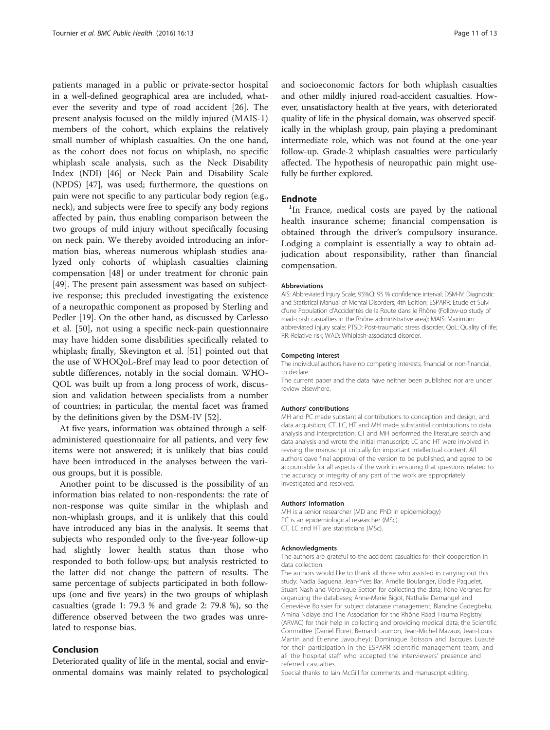patients managed in a public or private-sector hospital in a well-defined geographical area are included, whatever the severity and type of road accident [26]. The present analysis focused on the mildly injured (MAIS-1) members of the cohort, which explains the relatively small number of whiplash casualties. On the one hand, as the cohort does not focus on whiplash, no specific whiplash scale analysis, such as the Neck Disability Index (NDI) [46] or Neck Pain and Disability Scale (NPDS) [47], was used; furthermore, the questions on pain were not specific to any particular body region (e.g., neck), and subjects were free to specify any body regions affected by pain, thus enabling comparison between the two groups of mild injury without specifically focusing on neck pain. We thereby avoided introducing an information bias, whereas numerous whiplash studies analyzed only cohorts of whiplash casualties claiming compensation [48] or under treatment for chronic pain [49]. The present pain assessment was based on subjective response; this precluded investigating the existence of a neuropathic component as proposed by Sterling and Pedler [19]. On the other hand, as discussed by Carlesso et al. [50], not using a specific neck-pain questionnaire may have hidden some disabilities specifically related to whiplash; finally, Skevington et al. [51] pointed out that the use of WHOQoL-Bref may lead to poor detection of subtle differences, notably in the social domain. WHOQOL was built up from a long process of work, discussion and validation between specialists from a number of countries; in particular, the mental facet was framed by the definitions given by the DSM-IV [52].

At five years, information was obtained through a self-administered questionnaire for all patients, and very few items were not answered; it is unlikely that bias could have been introduced in the analyses between the various groups, but it is possible.

Another point to be discussed is the possibility of an information bias related to non-respondents: the rate of non-response was quite similar in the whiplash and non-whiplash groups, and it is unlikely that this could have introduced any bias in the analysis. It seems that subjects who responded only to the five-year follow-up had slightly lower health status than those who responded to both follow-ups; but analysis restricted to the latter did not change the pattern of results. The same percentage of subjects participated in both follow-ups (one and five years) in the two groups of whiplash casualties (grade 1: 79.3 % and grade 2: 79.8 %), so the difference observed between the two grades was unrelated to response bias.

## Conclusion

Deteriorated quality of life in the mental, social and environmental domains was mainly related to psychological and socioeconomic factors for both whiplash casualties and other mildly injured road-accident casualties. However, unsatisfactory health at five years, with deteriorated quality of life in the physical domain, was observed specifically in the whiplash group, pain playing a predominant intermediate role, which was not found at the one-year follow-up. Grade-2 whiplash casualties were particularly affected. The hypothesis of neuropathic pain might usefully be further explored.

## Endnote

[1]In France, medical costs are payed by the national health insurance scheme; financial compensation is obtained through the driver's compulsory insurance. Lodging a complaint is essentially a way to obtain adjudication about responsibility, rather than financial compensation.

#### Abbreviations

AIS: Abbreviated Injury Scale; 95%CI: 95 % confidence interval; DSM-IV: Diagnostic and Statistical Manual of Mental Disorders, 4th Edition; ESPARR: Etude et Suivi d'une Population d'Accidentés de la Route dans le Rhône (Follow-up study of road-crash casualties in the Rhône administrative area); MAIS: Maximum abbreviated injury scale; PTSD: Post-traumatic stress disorder; QoL: Quality of life; RR: Relative risk; WAD: Whiplash-associated disorder.

#### Competing interest

The individual authors have no competing interests, financial or non-financial, to declare.

The current paper and the data have neither been published nor are under review elsewhere.

#### Authors' contributions

MH and PC made substantial contributions to conception and design, and data acquisition; CT, LC, HT and MH made substantial contributions to data analysis and interpretation; CT and MH performed the literature search and data analysis and wrote the initial manuscript; LC and HT were involved in revising the manuscript critically for important intellectual content. All authors gave final approval of the version to be published, and agree to be accountable for all aspects of the work in ensuring that questions related to the accuracy or integrity of any part of the work are appropriately investigated and resolved.

#### Authors' information

MH is a senior researcher (MD and PhD in epidemiology)
PC is an epidemiological researcher (MSc).
CT, LC and HT are statisticians (MSc).

#### Acknowledgments

The authors are grateful to the accident casualties for their cooperation in data collection.

The authors would like to thank all those who assisted in carrying out this study: Nadia Baguena, Jean-Yves Bar, Amélie Boulanger, Elodie Paquelet, Stuart Nash and Véronique Sotton for collecting the data; Irène Vergnes for organizing the databases; Anne-Marie Bigot, Nathalie Demangel and Geneviève Boissier for subject database management; Blandine Gadegbeku, Amina Ndiaye and The Association for the Rhône Road Trauma Registry (ARVAC) for their help in collecting and providing medical data; the Scientific Committee (Daniel Floret, Bernard Laumon, Jean-Michel Mazaux, Jean-Louis Martin and Etienne Javouhey); Dominique Boisson and Jacques Luauté for their participation in the ESPARR scientific management team; and all the hospital staff who accepted the interviewers' presence and referred casualties.

Special thanks to Iain McGill for comments and manuscript editing.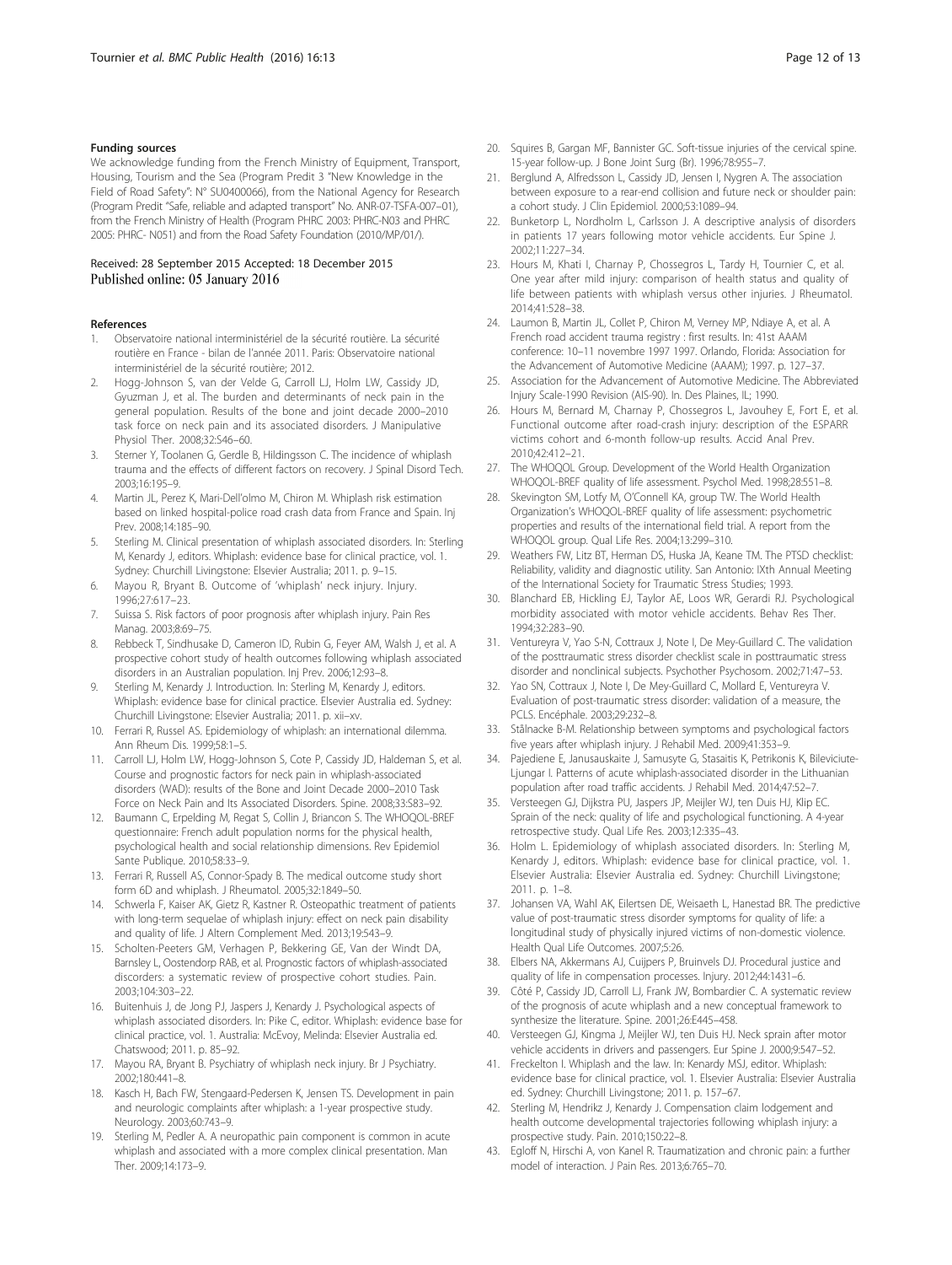#### Funding sources

We acknowledge funding from the French Ministry of Equipment, Transport, Housing, Tourism and the Sea (Program Predit 3 "New Knowledge in the Field of Road Safety": N° SU0400066), from the National Agency for Research (Program Predit "Safe, reliable and adapted transport" No. ANR-07-TSFA-007–01), from the French Ministry of Health (Program PHRC 2003: PHRC-N03 and PHRC 2005: PHRC- N051) and from the Road Safety Foundation (2010/MP/01/).

Received: 28 September 2015 Accepted: 18 December 2015
Published online: 05 January 2016

#### References

1. Observatoire national interministériel de la sécurité routière. La sécurité routière en France - bilan de l'année 2011. Paris: Observatoire national interministériel de la sécurité routière; 2012.
2. Hogg-Johnson S, van der Velde G, Carroll LJ, Holm LW, Cassidy JD, Gyuzman J, et al. The burden and determinants of neck pain in the general population. Results of the bone and joint decade 2000–2010 task force on neck pain and its associated disorders. J Manipulative Physiol Ther. 2008;32:S46–60.
3. Sterner Y, Toolanen G, Gerdle B, Hildingsson C. The incidence of whiplash trauma and the effects of different factors on recovery. J Spinal Disord Tech. 2003;16:195–9.
4. Martin JL, Perez K, Mari-Dell'olmo M, Chiron M. Whiplash risk estimation based on linked hospital-police road crash data from France and Spain. Inj Prev. 2008;14:185–90.
5. Sterling M. Clinical presentation of whiplash associated disorders. In: Sterling M, Kenardy J, editors. Whiplash: evidence base for clinical practice, vol. 1. Sydney: Churchill Livingstone: Elsevier Australia; 2011. p. 9–15.
6. Mayou R, Bryant B. Outcome of 'whiplash' neck injury. Injury. 1996;27:617–23.
7. Suissa S. Risk factors of poor prognosis after whiplash injury. Pain Res Manag. 2003;8:69–75.
8. Rebbeck T, Sindhusake D, Cameron ID, Rubin G, Feyer AM, Walsh J, et al. A prospective cohort study of health outcomes following whiplash associated disorders in an Australian population. Inj Prev. 2006;12:93–8.
9. Sterling M, Kenardy J. Introduction. In: Sterling M, Kenardy J, editors. Whiplash: evidence base for clinical practice. Elsevier Australia ed. Sydney: Churchill Livingstone: Elsevier Australia; 2011. p. xii–xv.
10. Ferrari R, Russel AS. Epidemiology of whiplash: an international dilemma. Ann Rheum Dis. 1999;58:1–5.
11. Carroll LJ, Holm LW, Hogg-Johnson S, Cote P, Cassidy JD, Haldeman S, et al. Course and prognostic factors for neck pain in whiplash-associated disorders (WAD): results of the Bone and Joint Decade 2000–2010 Task Force on Neck Pain and Its Associated Disorders. Spine. 2008;33:S83–92.
12. Baumann C, Erpelding M, Regat S, Collin J, Briancon S. The WHOQOL-BREF questionnaire: French adult population norms for the physical health, psychological health and social relationship dimensions. Rev Epidemiol Sante Publique. 2010;58:33–9.
13. Ferrari R, Russell AS, Connor-Spady B. The medical outcome study short form 6D and whiplash. J Rheumatol. 2005;32:1849–50.
14. Schwerla F, Kaiser AK, Gietz R, Kastner R. Osteopathic treatment of patients with long-term sequelae of whiplash injury: effect on neck pain disability and quality of life. J Altern Complement Med. 2013;19:543–9.
15. Scholten-Peeters GM, Verhagen P, Bekkering GE, Van der Windt DA, Barnsley L, Oostendorp RAB, et al. Prognostic factors of whiplash-associated discorders: a systematic review of prospective cohort studies. Pain. 2003;104:303–22.
16. Buitenhuis J, de Jong PJ, Jaspers J, Kenardy J. Psychological aspects of whiplash associated disorders. In: Pike C, editor. Whiplash: evidence base for clinical practice, vol. 1. Australia: McEvoy, Melinda: Elsevier Australia ed. Chatswood; 2011. p. 85–92.
17. Mayou RA, Bryant B. Psychiatry of whiplash neck injury. Br J Psychiatry. 2002;180:441–8.
18. Kasch H, Bach FW, Stengaard-Pedersen K, Jensen TS. Development in pain and neurologic complaints after whiplash: a 1-year prospective study. Neurology. 2003;60:743–9.
19. Sterling M, Pedler A. A neuropathic pain component is common in acute whiplash and associated with a more complex clinical presentation. Man Ther. 2009;14:173–9.
20. Squires B, Gargan MF, Bannister GC. Soft-tissue injuries of the cervical spine. 15-year follow-up. J Bone Joint Surg (Br). 1996;78:955–7.
21. Berglund A, Alfredsson L, Cassidy JD, Jensen I, Nygren A. The association between exposure to a rear-end collision and future neck or shoulder pain: a cohort study. J Clin Epidemiol. 2000;53:1089–94.
22. Bunketorp L, Nordholm L, Carlsson J. A descriptive analysis of disorders in patients 17 years following motor vehicle accidents. Eur Spine J. 2002;11:227–34.
23. Hours M, Khati I, Charnay P, Chossegros L, Tardy H, Tournier C, et al. One year after mild injury: comparison of health status and quality of life between patients with whiplash versus other injuries. J Rheumatol. 2014;41:528–38.
24. Laumon B, Martin JL, Collet P, Chiron M, Verney MP, Ndiaye A, et al. A French road accident trauma registry : first results. In: 41st AAAM conference: 10–11 novembre 1997 1997. Orlando, Florida: Association for the Advancement of Automotive Medicine (AAAM); 1997. p. 127–37.
25. Association for the Advancement of Automotive Medicine. The Abbreviated Injury Scale-1990 Revision (AIS-90). In. Des Plaines, IL; 1990.
26. Hours M, Bernard M, Charnay P, Chossegros L, Javouhey E, Fort E, et al. Functional outcome after road-crash injury: description of the ESPARR victims cohort and 6-month follow-up results. Accid Anal Prev. 2010;42:412–21.
27. The WHOQOL Group. Development of the World Health Organization WHOQOL-BREF quality of life assessment. Psychol Med. 1998;28:551–8.
28. Skevington SM, Lotfy M, O'Connell KA, group TW. The World Health Organization's WHOQOL-BREF quality of life assessment: psychometric properties and results of the international field trial. A report from the WHOQOL group. Qual Life Res. 2004;13:299–310.
29. Weathers FW, Litz BT, Herman DS, Huska JA, Keane TM. The PTSD checklist: Reliability, validity and diagnostic utility. San Antonio: IXth Annual Meeting of the International Society for Traumatic Stress Studies; 1993.
30. Blanchard EB, Hickling EJ, Taylor AE, Loos WR, Gerardi RJ. Psychological morbidity associated with motor vehicle accidents. Behav Res Ther. 1994;32:283–90.
31. Ventureyra V, Yao S-N, Cottraux J, Note I, De Mey-Guillard C. The validation of the posttraumatic stress disorder checklist scale in posttraumatic stress disorder and nonclinical subjects. Psychother Psychosom. 2002;71:47–53.
32. Yao SN, Cottraux J, Note I, De Mey-Guillard C, Mollard E, Ventureyra V. Evaluation of post-traumatic stress disorder: validation of a measure, the PCLS. Encéphale. 2003;29:232–8.
33. Stålnacke B-M. Relationship between symptoms and psychological factors five years after whiplash injury. J Rehabil Med. 2009;41:353–9.
34. Pajediene E, Janusauskaite J, Samusyte G, Stasaitis K, Petrikonis K, Bileviciute-Ljungar I. Patterns of acute whiplash-associated disorder in the Lithuanian population after road traffic accidents. J Rehabil Med. 2014;47:52–7.
35. Versteegen GJ, Dijkstra PU, Jaspers JP, Meijler WJ, ten Duis HJ, Klip EC. Sprain of the neck: quality of life and psychological functioning. A 4-year retrospective study. Qual Life Res. 2003;12:335–43.
36. Holm L. Epidemiology of whiplash associated disorders. In: Sterling M, Kenardy J, editors. Whiplash: evidence base for clinical practice, vol. 1. Elsevier Australia: Elsevier Australia ed. Sydney: Churchill Livingstone; 2011. p. 1–8.
37. Johansen VA, Wahl AK, Eilertsen DE, Weisaeth L, Hanestad BR. The predictive value of post-traumatic stress disorder symptoms for quality of life: a longitudinal study of physically injured victims of non-domestic violence. Health Qual Life Outcomes. 2007;5:26.
38. Elbers NA, Akkermans AJ, Cuijpers P, Bruinvels DJ. Procedural justice and quality of life in compensation processes. Injury. 2012;44:1431–6.
39. Côté P, Cassidy JD, Carroll LJ, Frank JW, Bombardier C. A systematic review of the prognosis of acute whiplash and a new conceptual framework to synthesize the literature. Spine. 2001;26:E445–458.
40. Versteegen GJ, Kingma J, Meijler WJ, ten Duis HJ. Neck sprain after motor vehicle accidents in drivers and passengers. Eur Spine J. 2000;9:547–52.
41. Freckelton I. Whiplash and the law. In: Kenardy MSJ, editor. Whiplash: evidence base for clinical practice, vol. 1. Elsevier Australia: Elsevier Australia ed. Sydney: Churchill Livingstone; 2011. p. 157–67.
42. Sterling M, Hendrikz J, Kenardy J. Compensation claim lodgement and health outcome developmental trajectories following whiplash injury: a prospective study. Pain. 2010;150:22–8.
43. Egloff N, Hirschi A, von Kanel R. Traumatization and chronic pain: a further model of interaction. J Pain Res. 2013;6:765–70.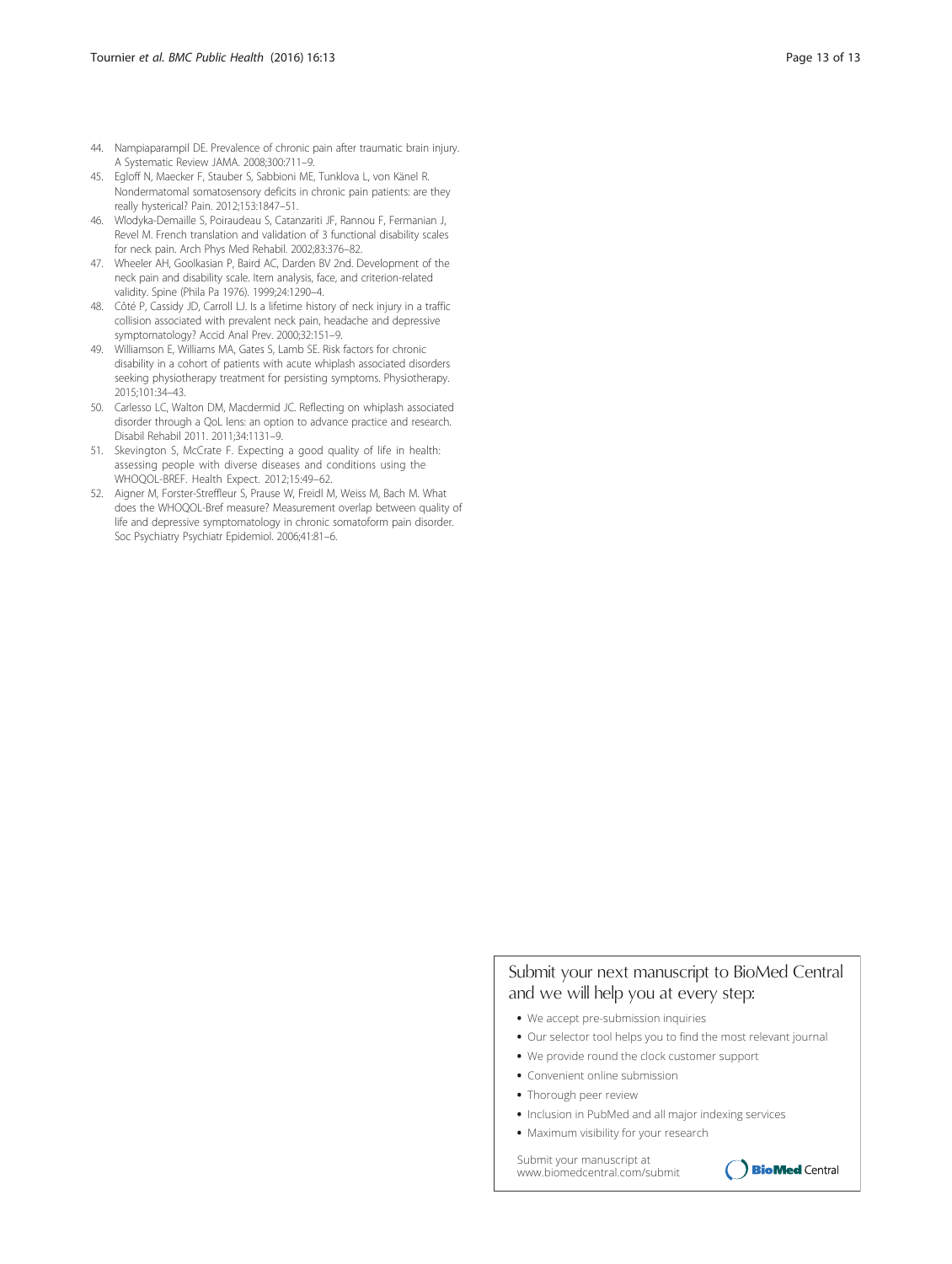44. Nampiaparampil DE. Prevalence of chronic pain after traumatic brain injury. A Systematic Review JAMA. 2008;300:711–9.
45. Egloff N, Maecker F, Stauber S, Sabbioni ME, Tunklova L, von Känel R. Nondermatomal somatosensory deficits in chronic pain patients: are they really hysterical? Pain. 2012;153:1847–51.
46. Wlodyka-Demaille S, Poiraudeau S, Catanzariti JF, Rannou F, Fermanian J, Revel M. French translation and validation of 3 functional disability scales for neck pain. Arch Phys Med Rehabil. 2002;83:376–82.
47. Wheeler AH, Goolkasian P, Baird AC, Darden BV 2nd. Development of the neck pain and disability scale. Item analysis, face, and criterion-related validity. Spine (Phila Pa 1976). 1999;24:1290–4.
48. Côté P, Cassidy JD, Carroll LJ. Is a lifetime history of neck injury in a traffic collision associated with prevalent neck pain, headache and depressive symptomatology? Accid Anal Prev. 2000;32:151–9.
49. Williamson E, Williams MA, Gates S, Lamb SE. Risk factors for chronic disability in a cohort of patients with acute whiplash associated disorders seeking physiotherapy treatment for persisting symptoms. Physiotherapy. 2015;101:34–43.
50. Carlesso LC, Walton DM, Macdermid JC. Reflecting on whiplash associated disorder through a QoL lens: an option to advance practice and research. Disabil Rehabil 2011. 2011;34:1131–9.
51. Skevington S, McCrate F. Expecting a good quality of life in health: assessing people with diverse diseases and conditions using the WHOQOL-BREF. Health Expect. 2012;15:49–62.
52. Aigner M, Forster-Streffleur S, Prause W, Freidl M, Weiss M, Bach M. What does the WHOQOL-Bref measure? Measurement overlap between quality of life and depressive symptomatology in chronic somatoform pain disorder. Soc Psychiatry Psychiatr Epidemiol. 2006;41:81–6.

Submit your next manuscript to BioMed Central and we will help you at every step:

- We accept pre-submission inquiries
- Our selector tool helps you to find the most relevant journal
- We provide round the clock customer support
- Convenient online submission
- Thorough peer review
- Inclusion in PubMed and all major indexing services
- Maximum visibility for your research

Submit your manuscript at
www.biomedcentral.com/submit

BioMed Central